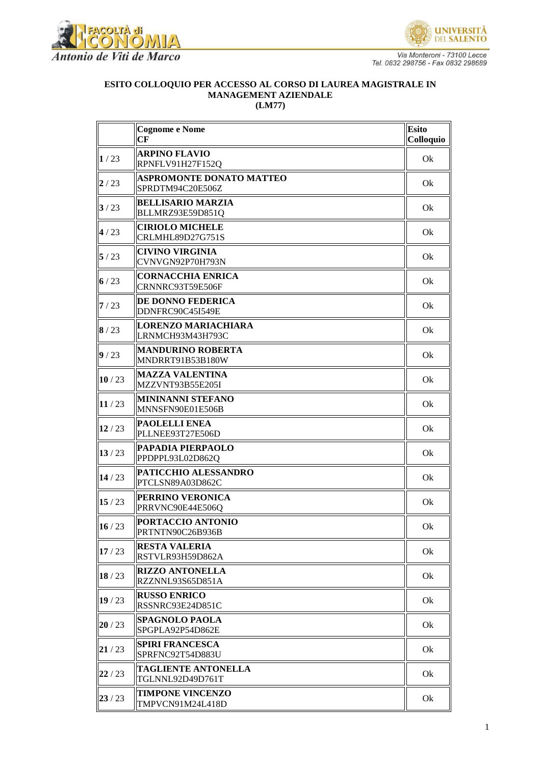Antonio de Viti de Marco

Via Monteroni - 73100 Lecce
Tel. 0832 298756 - Fax 0832 298689

## ESITO COLLOQUIO PER ACCESSO AL CORSO DI LAUREA MAGISTRALE IN MANAGEMENT AZIENDALE (LM77)

| | Cognome e Nome CF | Esito Colloquio |
|---|---|---|
| **1** / 23 | **ARPINO FLAVIO** RPNFLV91H27F152Q | Ok |
| **2** / 23 | **ASPROMONTE DONATO MATTEO** SPRDTM94C20E506Z | Ok |
| **3** / 23 | **BELLISARIO MARZIA** BLLMRZ93E59D851Q | Ok |
| **4** / 23 | **CIRIOLO MICHELE** CRLMHL89D27G751S | Ok |
| **5** / 23 | **CIVINO VIRGINIA** CVNVGN92P70H793N | Ok |
| **6** / 23 | **CORNACCHIA ENRICA** CRNNRC93T59E506F | Ok |
| **7** / 23 | **DE DONNO FEDERICA** DDNFRC90C45I549E | Ok |
| **8** / 23 | **LORENZO MARIACHIARA** LRNMCH93M43H793C | Ok |
| **9** / 23 | **MANDURINO ROBERTA** MNDRRT91B53B180W | Ok |
| **10** / 23 | **MAZZA VALENTINA** MZZVNT93B55E205I | Ok |
| **11** / 23 | **MININANNI STEFANO** MNNSFN90E01E506B | Ok |
| **12** / 23 | **PAOLELLI ENEA** PLLNEE93T27E506D | Ok |
| **13** / 23 | **PAPADIA PIERPAOLO** PPDPPL93L02D862Q | Ok |
| **14** / 23 | **PATICCHIO ALESSANDRO** PTCLSN89A03D862C | Ok |
| **15** / 23 | **PERRINO VERONICA** PRRVNC90E44E506Q | Ok |
| **16** / 23 | **PORTACCIO ANTONIO** PRTNTN90C26B936B | Ok |
| **17** / 23 | **RESTA VALERIA** RSTVLR93H59D862A | Ok |
| **18** / 23 | **RIZZO ANTONELLA** RZZNNL93S65D851A | Ok |
| **19** / 23 | **RUSSO ENRICO** RSSNRC93E24D851C | Ok |
| **20** / 23 | **SPAGNOLO PAOLA** SPGPLA92P54D862E | Ok |
| **21** / 23 | **SPIRI FRANCESCA** SPRFNC92T54D883U | Ok |
| **22** / 23 | **TAGLIENTE ANTONELLA** TGLNNL92D49D761T | Ok |
| **23** / 23 | **TIMPONE VINCENZO** TMPVCN91M24L418D | Ok |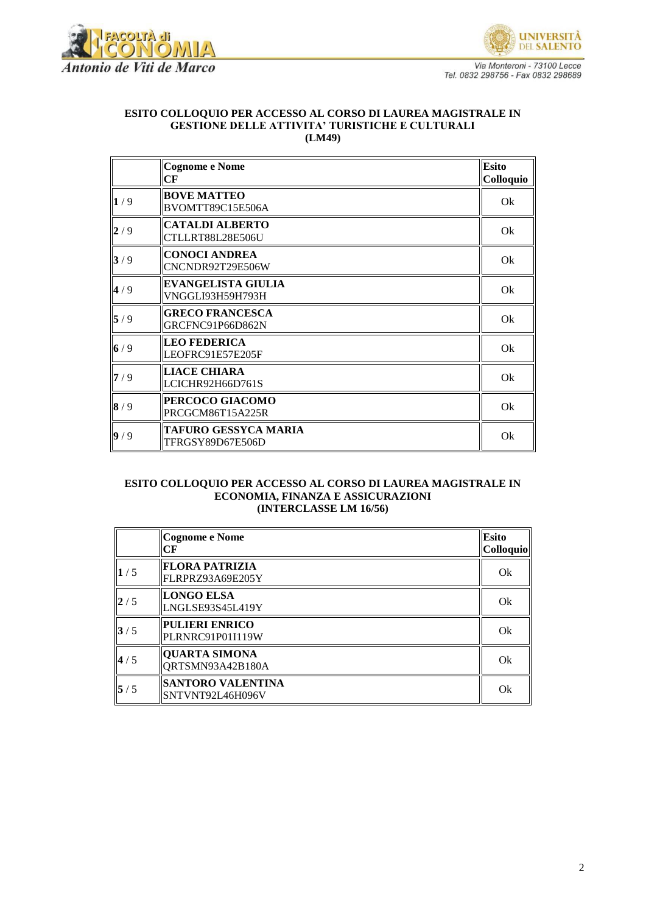### ESITO COLLOQUIO PER ACCESSO AL CORSO DI LAUREA MAGISTRALE IN GESTIONE DELLE ATTIVITA' TURISTICHE E CULTURALI (LM49)

| | Cognome e Nome<br>CF | Esito Colloquio |
|---|---|---|
| **1** / 9 | **BOVE MATTEO**<br>BVOMTT89C15E506A | Ok |
| **2** / 9 | **CATALDI ALBERTO**<br>CTLLRT88L28E506U | Ok |
| **3** / 9 | **CONOCI ANDREA**<br>CNCNDR92T29E506W | Ok |
| **4** / 9 | **EVANGELISTA GIULIA**<br>VNGGLI93H59H793H | Ok |
| **5** / 9 | **GRECO FRANCESCA**<br>GRCFNC91P66D862N | Ok |
| **6** / 9 | **LEO FEDERICA**<br>LEOFRC91E57E205F | Ok |
| **7** / 9 | **LIACE CHIARA**<br>LCICHR92H66D761S | Ok |
| **8** / 9 | **PERCOCO GIACOMO**<br>PRCGCM86T15A225R | Ok |
| **9** / 9 | **TAFURO GESSYCA MARIA**<br>TFRGSY89D67E506D | Ok |

### ESITO COLLOQUIO PER ACCESSO AL CORSO DI LAUREA MAGISTRALE IN ECONOMIA, FINANZA E ASSICURAZIONI (INTERCLASSE LM 16/56)

| | Cognome e Nome<br>CF | Esito Colloquio |
|---|---|---|
| **1** / 5 | **FLORA PATRIZIA**<br>FLRPRZ93A69E205Y | Ok |
| **2** / 5 | **LONGO ELSA**<br>LNGLSE93S45L419Y | Ok |
| **3** / 5 | **PULIERI ENRICO**<br>PLRNRC91P01I119W | Ok |
| **4** / 5 | **QUARTA SIMONA**<br>QRTSMN93A42B180A | Ok |
| **5** / 5 | **SANTORO VALENTINA**<br>SNTVNT92L46H096V | Ok |